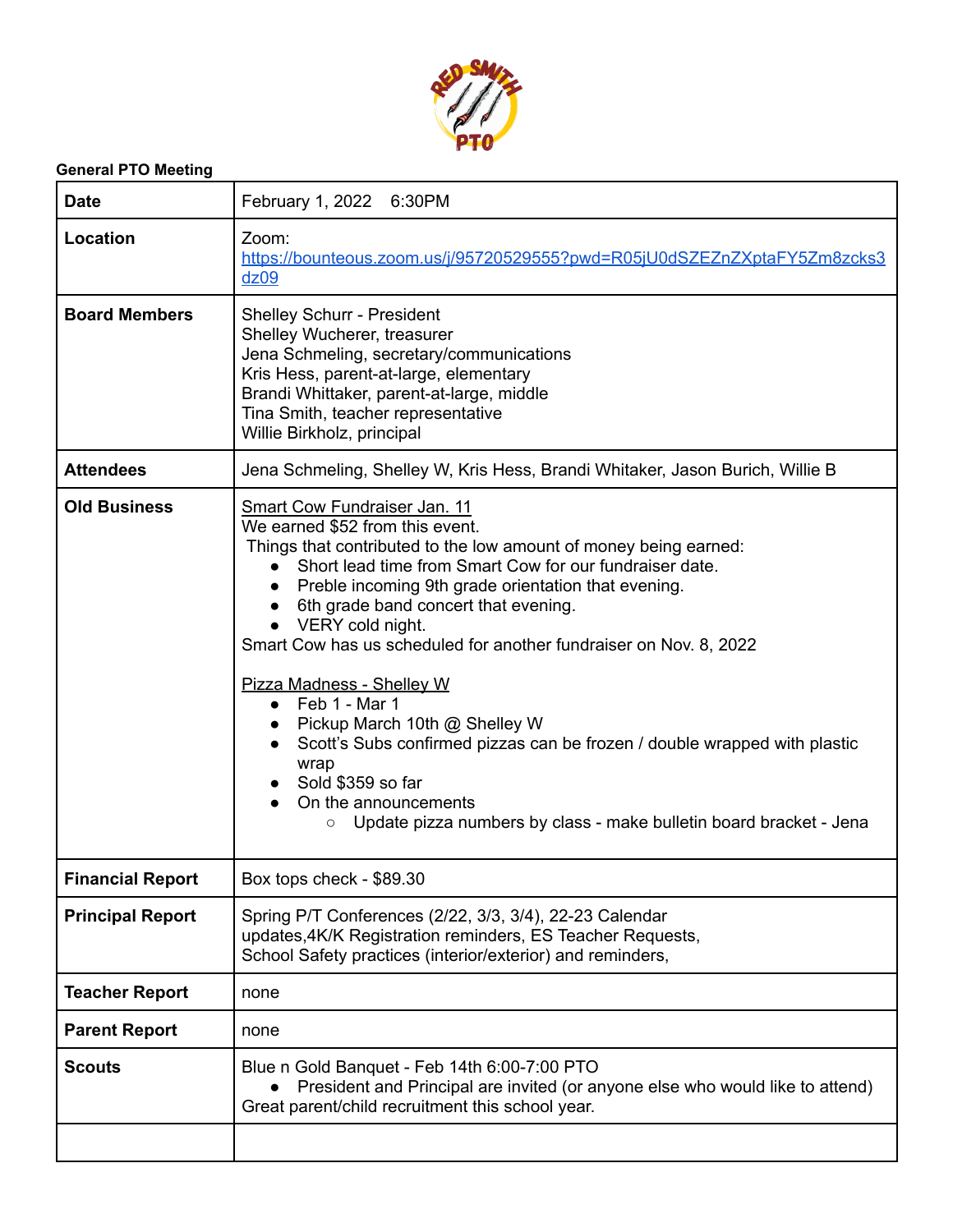**General PTO Meeting**

| | |
|---|---|
| **Date** | February 1, 2022 6:30PM |
| **Location** | Zoom: https://bounteous.zoom.us/j/95720529555?pwd=R05jU0dSZEZnZXptaFY5Zm8zcks3dz09 |
| **Board Members** | Shelley Schurr - President<br>Shelley Wucherer, treasurer<br>Jena Schmeling, secretary/communications<br>Kris Hess, parent-at-large, elementary<br>Brandi Whittaker, parent-at-large, middle<br>Tina Smith, teacher representative<br>Willie Birkholz, principal |
| **Attendees** | Jena Schmeling, Shelley W, Kris Hess, Brandi Whitaker, Jason Burich, Willie B |
| **Old Business** | Smart Cow Fundraiser Jan. 11<br>We earned $52 from this event.<br>Things that contributed to the low amount of money being earned:<br>• Short lead time from Smart Cow for our fundraiser date.<br>• Preble incoming 9th grade orientation that evening.<br>• 6th grade band concert that evening.<br>• VERY cold night.<br>Smart Cow has us scheduled for another fundraiser on Nov. 8, 2022<br><br>Pizza Madness - Shelley W<br>• Feb 1 - Mar 1<br>• Pickup March 10th @ Shelley W<br>• Scott's Subs confirmed pizzas can be frozen / double wrapped with plastic wrap<br>• Sold $359 so far<br>• On the announcements<br>&nbsp;&nbsp;&nbsp;&nbsp;○ Update pizza numbers by class - make bulletin board bracket - Jena |
| **Financial Report** | Box tops check - $89.30 |
| **Principal Report** | Spring P/T Conferences (2/22, 3/3, 3/4), 22-23 Calendar updates,4K/K Registration reminders, ES Teacher Requests, School Safety practices (interior/exterior) and reminders, |
| **Teacher Report** | none |
| **Parent Report** | none |
| **Scouts** | Blue n Gold Banquet - Feb 14th 6:00-7:00 PTO<br>• President and Principal are invited (or anyone else who would like to attend)<br>Great parent/child recruitment this school year. |
| | |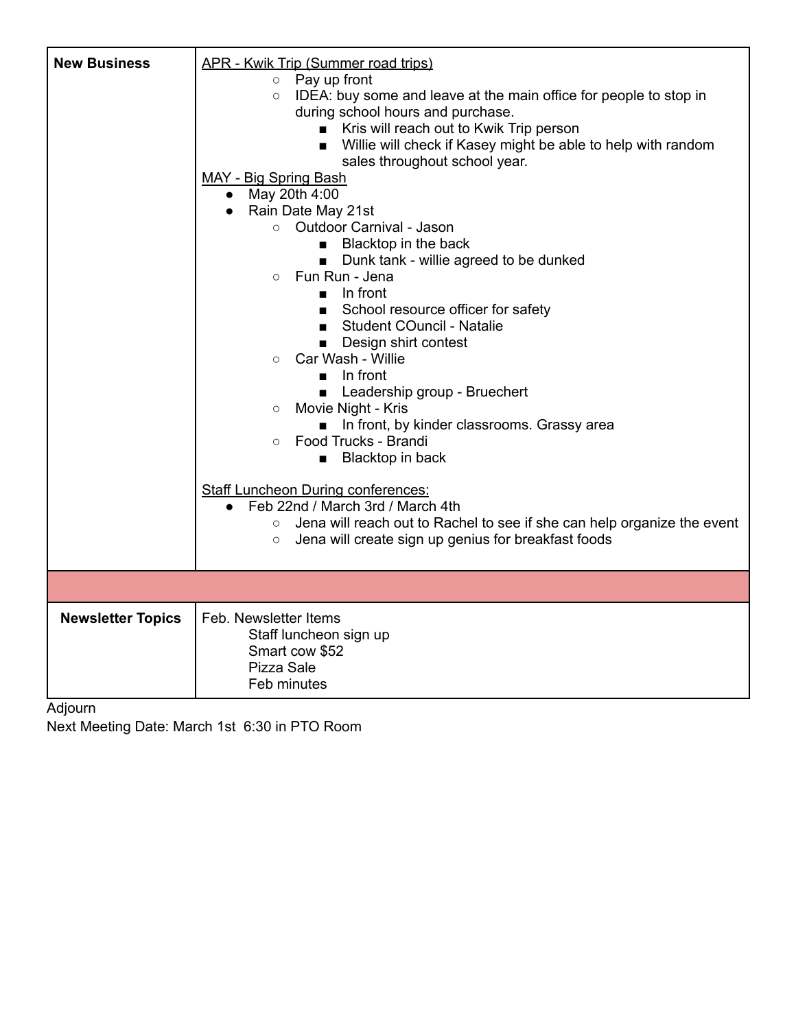| | |
|---|---|
| **New Business** | <u>APR - Kwik Trip (Summer road trips)</u><br>○ Pay up front<br>○ IDEA: buy some and leave at the main office for people to stop in during school hours and purchase.<br>■ Kris will reach out to Kwik Trip person<br>■ Willie will check if Kasey might be able to help with random sales throughout school year.<br><u>MAY - Big Spring Bash</u><br>● May 20th 4:00<br>● Rain Date May 21st<br>○ Outdoor Carnival - Jason<br>■ Blacktop in the back<br>■ Dunk tank - willie agreed to be dunked<br>○ Fun Run - Jena<br>■ In front<br>■ School resource officer for safety<br>■ Student COuncil - Natalie<br>■ Design shirt contest<br>○ Car Wash - Willie<br>■ In front<br>■ Leadership group - Bruechert<br>○ Movie Night - Kris<br>■ In front, by kinder classrooms. Grassy area<br>○ Food Trucks - Brandi<br>■ Blacktop in back<br><br><u>Staff Luncheon During conferences:</u><br>● Feb 22nd / March 3rd / March 4th<br>○ Jena will reach out to Rachel to see if she can help organize the event<br>○ Jena will create sign up genius for breakfast foods |
| | |
| **Newsletter Topics** | Feb. Newsletter Items<br>Staff luncheon sign up<br>Smart cow $52<br>Pizza Sale<br>Feb minutes |

Adjourn

Next Meeting Date: March 1st 6:30 in PTO Room